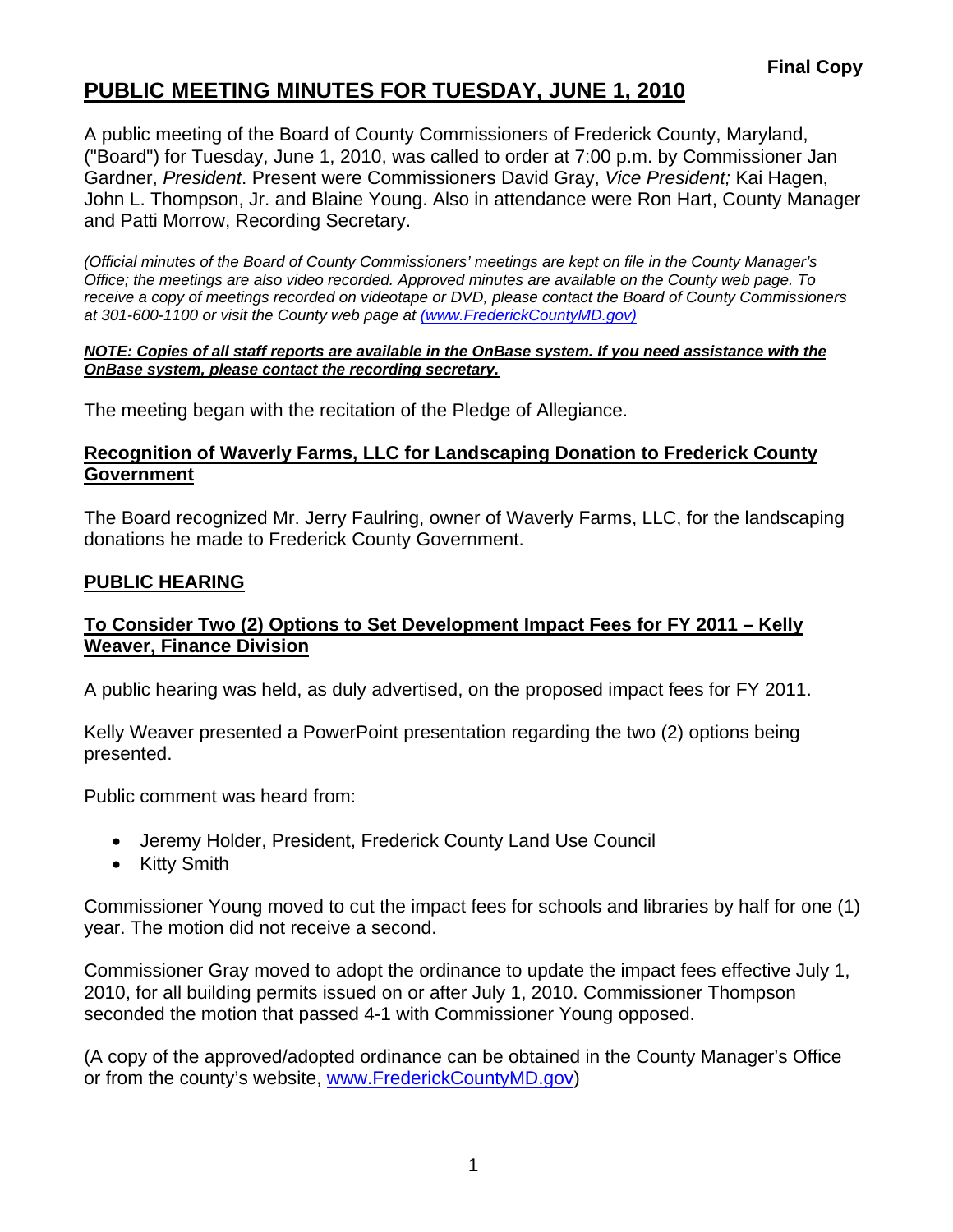**Final Copy**

# PUBLIC MEETING MINUTES FOR TUESDAY, JUNE 1, 2010

A public meeting of the Board of County Commissioners of Frederick County, Maryland, ("Board") for Tuesday, June 1, 2010, was called to order at 7:00 p.m. by Commissioner Jan Gardner, *President*. Present were Commissioners David Gray, *Vice President;* Kai Hagen, John L. Thompson, Jr. and Blaine Young. Also in attendance were Ron Hart, County Manager and Patti Morrow, Recording Secretary.

*(Official minutes of the Board of County Commissioners' meetings are kept on file in the County Manager's Office; the meetings are also video recorded. Approved minutes are available on the County web page. To receive a copy of meetings recorded on videotape or DVD, please contact the Board of County Commissioners at 301-600-1100 or visit the County web page at (www.FrederickCountyMD.gov)*

***NOTE: Copies of all staff reports are available in the OnBase system. If you need assistance with the OnBase system, please contact the recording secretary.***

The meeting began with the recitation of the Pledge of Allegiance.

## Recognition of Waverly Farms, LLC for Landscaping Donation to Frederick County Government

The Board recognized Mr. Jerry Faulring, owner of Waverly Farms, LLC, for the landscaping donations he made to Frederick County Government.

## PUBLIC HEARING

### To Consider Two (2) Options to Set Development Impact Fees for FY 2011 – Kelly Weaver, Finance Division

A public hearing was held, as duly advertised, on the proposed impact fees for FY 2011.

Kelly Weaver presented a PowerPoint presentation regarding the two (2) options being presented.

Public comment was heard from:

- Jeremy Holder, President, Frederick County Land Use Council
- Kitty Smith

Commissioner Young moved to cut the impact fees for schools and libraries by half for one (1) year. The motion did not receive a second.

Commissioner Gray moved to adopt the ordinance to update the impact fees effective July 1, 2010, for all building permits issued on or after July 1, 2010. Commissioner Thompson seconded the motion that passed 4-1 with Commissioner Young opposed.

(A copy of the approved/adopted ordinance can be obtained in the County Manager's Office or from the county's website, www.FrederickCountyMD.gov)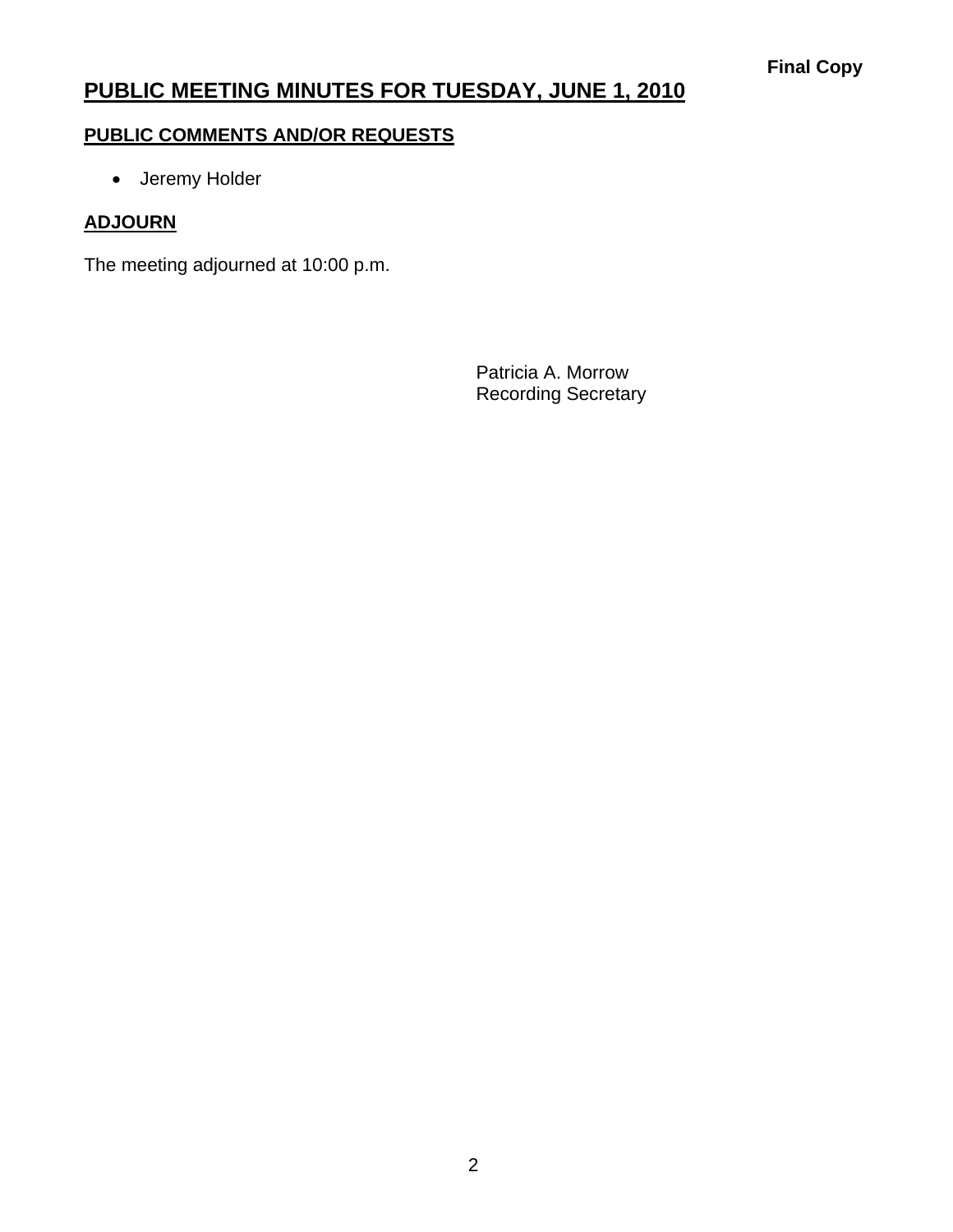**Final Copy**

# PUBLIC MEETING MINUTES FOR TUESDAY, JUNE 1, 2010

## PUBLIC COMMENTS AND/OR REQUESTS

- Jeremy Holder

## ADJOURN

The meeting adjourned at 10:00 p.m.

Patricia A. Morrow
Recording Secretary